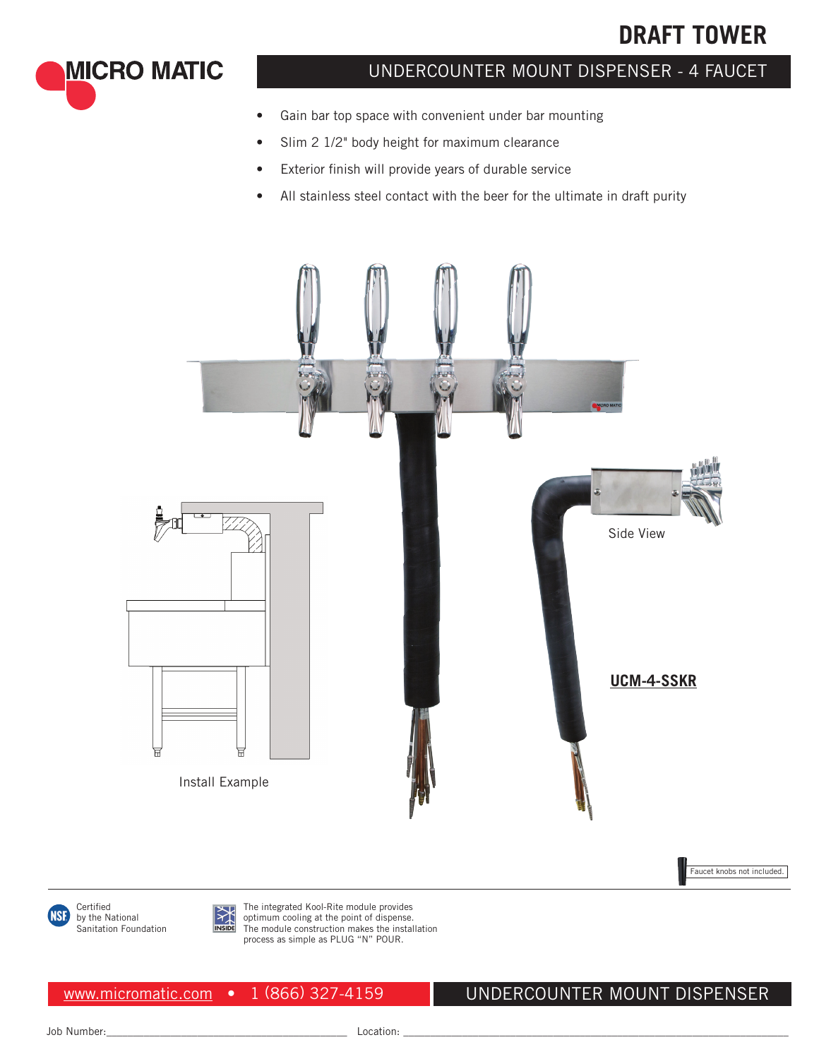# DRAFT TOWER

MICRO MATIC

## UNDERCOUNTER MOUNT DISPENSER - 4 FAUCET

- Gain bar top space with convenient under bar mounting
- Slim 2 1/2" body height for maximum clearance
- Exterior finish will provide years of durable service
- All stainless steel contact with the beer for the ultimate in draft purity

Install Example

Side View

**UCM-4-SSKR**

Faucet knobs not included.

Certified by the National Sanitation Foundation

The integrated Kool-Rite module provides optimum cooling at the point of dispense. The module construction makes the installation process as simple as PLUG "N" POUR.

www.micromatic.com • 1 (866) 327-4159

UNDERCOUNTER MOUNT DISPENSER

Job Number:\_\_\_\_\_\_\_\_\_\_\_\_\_\_\_\_\_\_\_\_\_\_\_\_\_\_\_\_\_\_ Location: \_\_\_\_\_\_\_\_\_\_\_\_\_\_\_\_\_\_\_\_\_\_\_\_\_\_\_\_\_\_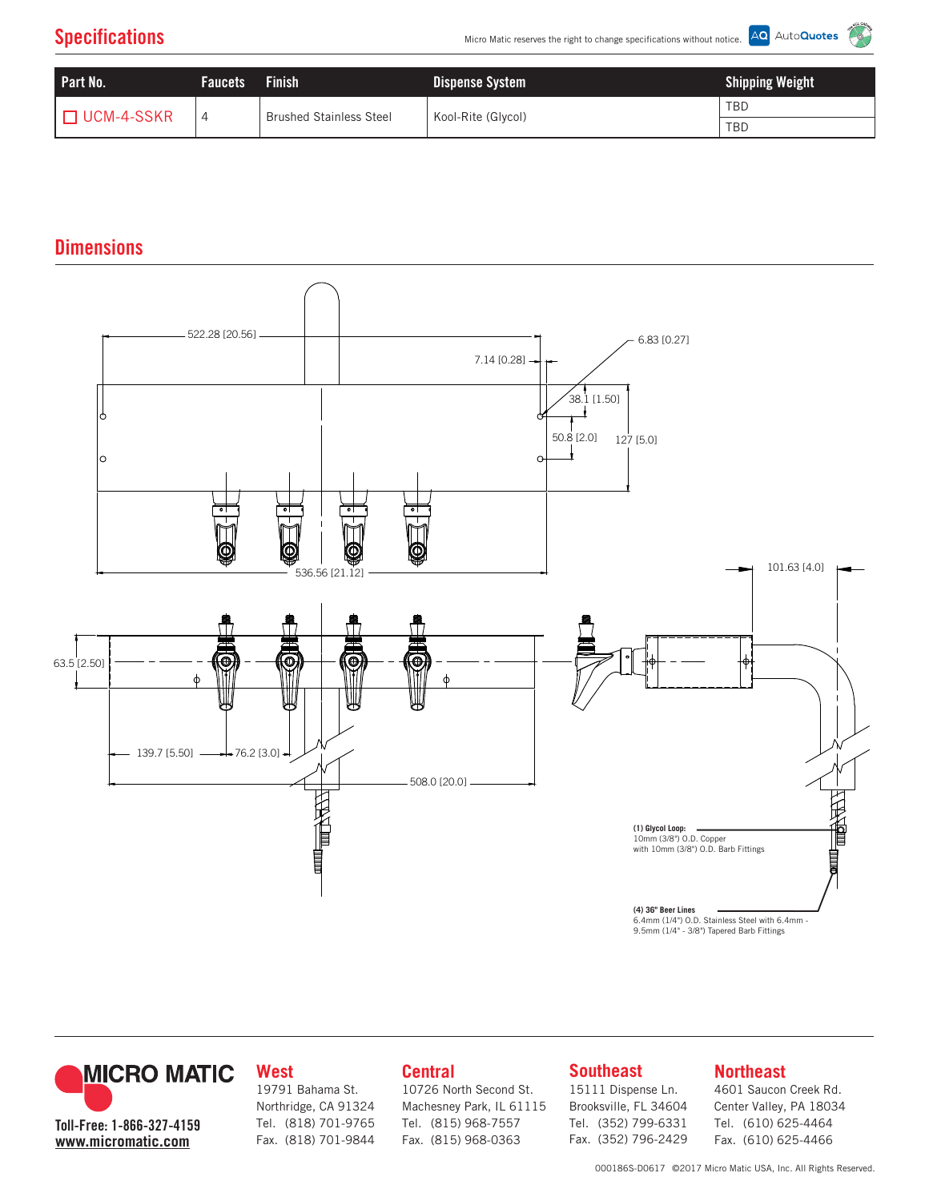## Specifications

Micro Matic reserves the right to change specifications without notice.

| Part No. | Faucets | Finish | Dispense System | Shipping Weight |
|---|---|---|---|---|
| ☐ UCM-4-SSKR | 4 | Brushed Stainless Steel | Kool-Rite (Glycol) | TBD |
| | | | | TBD |

## Dimensions

522.28 [20.56]
6.83 [0.27]
7.14 [0.28]
38.1 [1.50]
50.8 [2.0]
127 [5.0]
536.56 [21.12]
101.63 [4.0]
63.5 [2.50]
139.7 [5.50]
76.2 [3.0]
508.0 [20.0]

**(1) Glycol Loop:**
10mm (3/8") O.D. Copper
with 10mm (3/8") O.D. Barb Fittings

**(4) 36" Beer Lines**
6.4mm (1/4") O.D. Stainless Steel with 6.4mm - 9.5mm (1/4" - 3/8") Tapered Barb Fittings

---

**MICRO MATIC**
**Toll-Free: 1-866-327-4159**
**www.micromatic.com**

**West**
19791 Bahama St.
Northridge, CA 91324
Tel. (818) 701-9765
Fax. (818) 701-9844

**Central**
10726 North Second St.
Machesney Park, IL 61115
Tel. (815) 968-7557
Fax. (815) 968-0363

**Southeast**
15111 Dispense Ln.
Brooksville, FL 34604
Tel. (352) 799-6331
Fax. (352) 796-2429

**Northeast**
4601 Saucon Creek Rd.
Center Valley, PA 18034
Tel. (610) 625-4464
Fax. (610) 625-4466

000186S-D0617 ©2017 Micro Matic USA, Inc. All Rights Reserved.